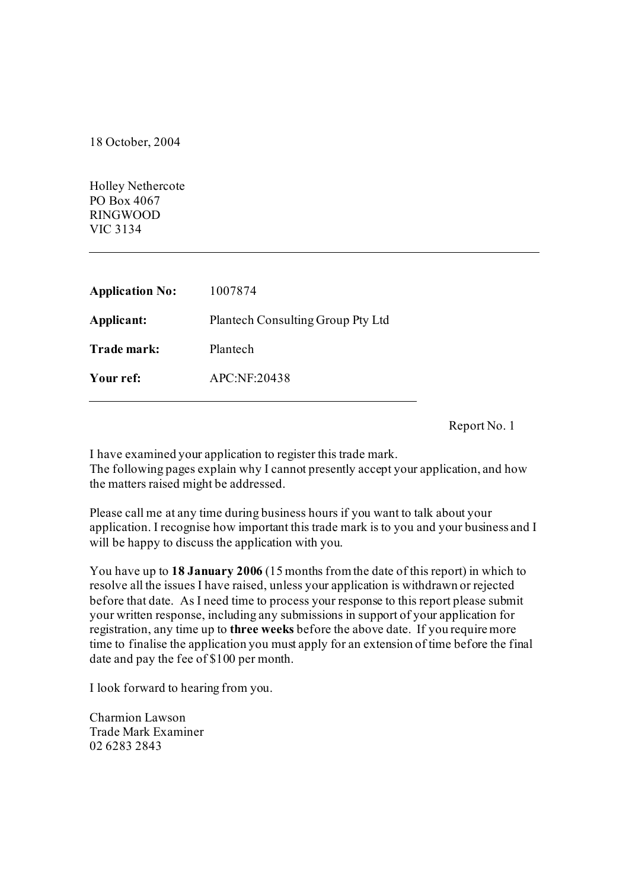18 October, 2004

Holley Nethercote
PO Box 4067
RINGWOOD
VIC 3134

---

| | |
|---|---|
| **Application No:** | 1007874 |
| **Applicant:** | Plantech Consulting Group Pty Ltd |
| **Trade mark:** | Plantech |
| **Your ref:** | APC:NF:20438 |

---

Report No. 1

I have examined your application to register this trade mark.
The following pages explain why I cannot presently accept your application, and how the matters raised might be addressed.

Please call me at any time during business hours if you want to talk about your application. I recognise how important this trade mark is to you and your business and I will be happy to discuss the application with you.

You have up to **18 January 2006** (15 months from the date of this report) in which to resolve all the issues I have raised, unless your application is withdrawn or rejected before that date. As I need time to process your response to this report please submit your written response, including any submissions in support of your application for registration, any time up to **three weeks** before the above date. If you require more time to finalise the application you must apply for an extension of time before the final date and pay the fee of $100 per month.

I look forward to hearing from you.

Charmion Lawson
Trade Mark Examiner
02 6283 2843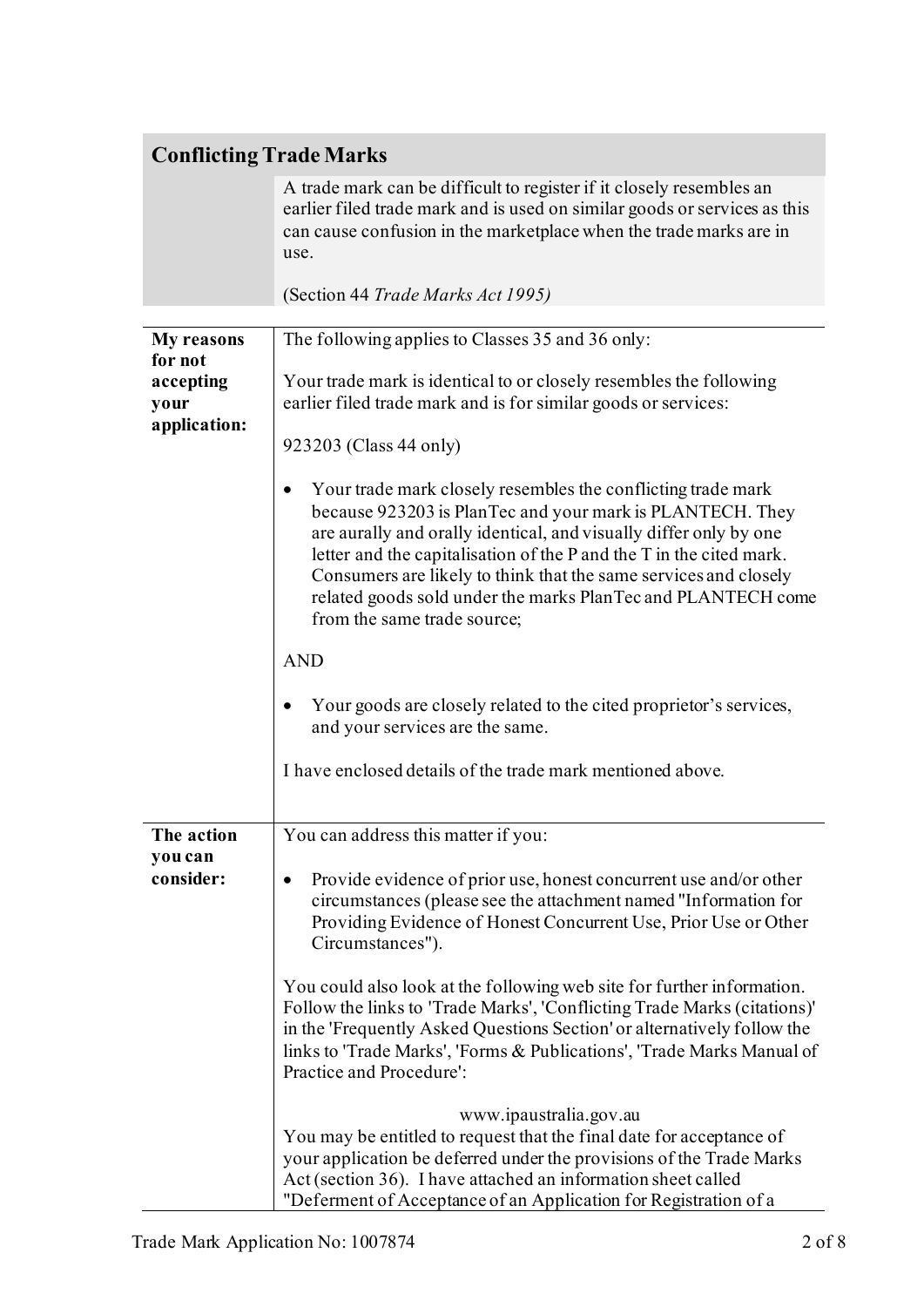## Conflicting Trade Marks

A trade mark can be difficult to register if it closely resembles an earlier filed trade mark and is used on similar goods or services as this can cause confusion in the marketplace when the trade marks are in use.

(Section 44 *Trade Marks Act 1995)*

**My reasons for not accepting your application:**

The following applies to Classes 35 and 36 only:

Your trade mark is identical to or closely resembles the following earlier filed trade mark and is for similar goods or services:

923203 (Class 44 only)

- Your trade mark closely resembles the conflicting trade mark because 923203 is PlanTec and your mark is PLANTECH. They are aurally and orally identical, and visually differ only by one letter and the capitalisation of the P and the T in the cited mark. Consumers are likely to think that the same services and closely related goods sold under the marks PlanTec and PLANTECH come from the same trade source;

AND

- Your goods are closely related to the cited proprietor's services, and your services are the same.

I have enclosed details of the trade mark mentioned above.

**The action you can consider:**

You can address this matter if you:

- Provide evidence of prior use, honest concurrent use and/or other circumstances (please see the attachment named "Information for Providing Evidence of Honest Concurrent Use, Prior Use or Other Circumstances").

You could also look at the following web site for further information. Follow the links to 'Trade Marks', 'Conflicting Trade Marks (citations)' in the 'Frequently Asked Questions Section' or alternatively follow the links to 'Trade Marks', 'Forms & Publications', 'Trade Marks Manual of Practice and Procedure':

www.ipaustralia.gov.au

You may be entitled to request that the final date for acceptance of your application be deferred under the provisions of the Trade Marks Act (section 36). I have attached an information sheet called "Deferment of Acceptance of an Application for Registration of a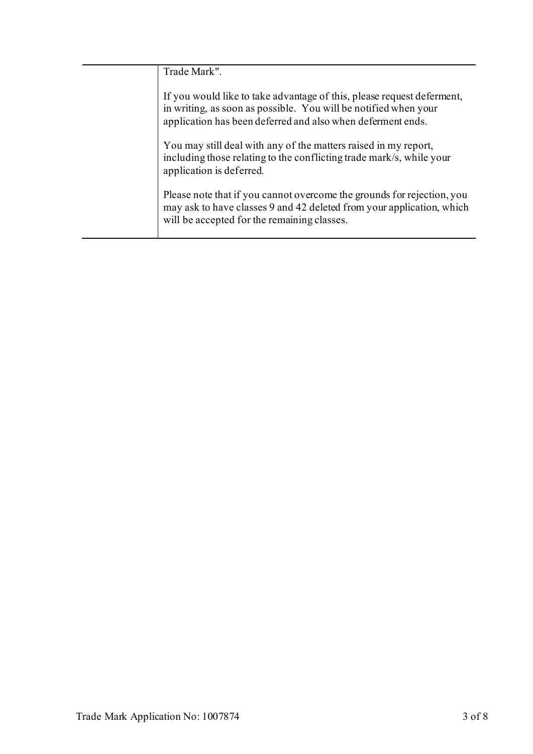Trade Mark".

If you would like to take advantage of this, please request deferment, in writing, as soon as possible. You will be notified when your application has been deferred and also when deferment ends.

You may still deal with any of the matters raised in my report, including those relating to the conflicting trade mark/s, while your application is deferred.

Please note that if you cannot overcome the grounds for rejection, you may ask to have classes 9 and 42 deleted from your application, which will be accepted for the remaining classes.

Trade Mark Application No: 1007874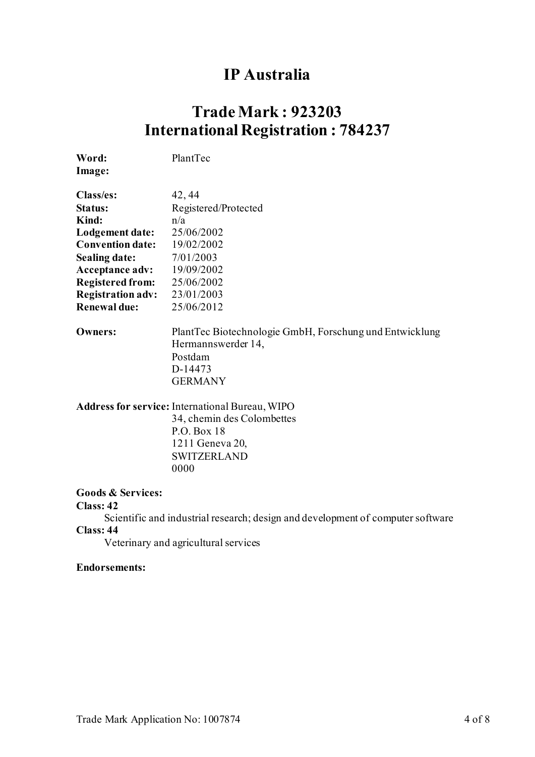# IP Australia

## Trade Mark : 923203
## International Registration : 784237

**Word:** PlantTec
**Image:**

**Class/es:** 42, 44
**Status:** Registered/Protected
**Kind:** n/a
**Lodgement date:** 25/06/2002
**Convention date:** 19/02/2002
**Sealing date:** 7/01/2003
**Acceptance adv:** 19/09/2002
**Registered from:** 25/06/2002
**Registration adv:** 23/01/2003
**Renewal due:** 25/06/2012

**Owners:**
PlantTec Biotechnologie GmbH, Forschung und Entwicklung
Hermannswerder 14,
Postdam
D-14473
GERMANY

**Address for service:**
International Bureau, WIPO
34, chemin des Colombettes
P.O. Box 18
1211 Geneva 20,
SWITZERLAND
0000

**Goods & Services:**

**Class: 42**
Scientific and industrial research; design and development of computer software

**Class: 44**
Veterinary and agricultural services

**Endorsements:**

Trade Mark Application No: 1007874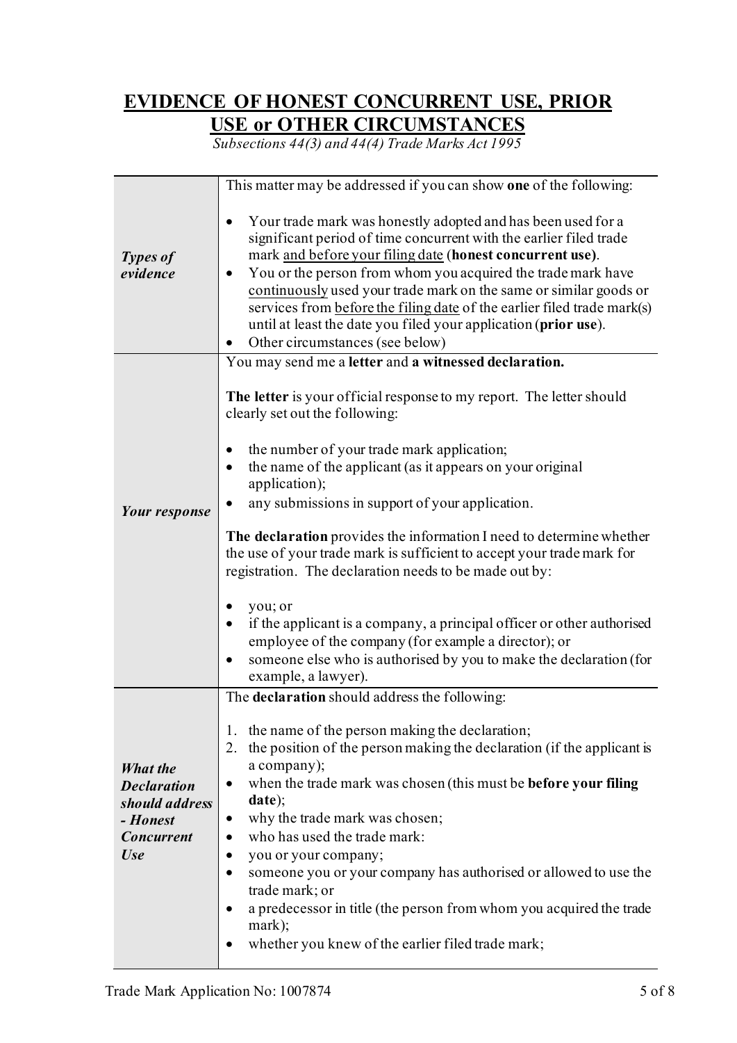# EVIDENCE OF HONEST CONCURRENT USE, PRIOR USE or OTHER CIRCUMSTANCES

*Subsections 44(3) and 44(4) Trade Marks Act 1995*

| | |
|---|---|
| ***Types of evidence*** | This matter may be addressed if you can show **one** of the following:<br><br>• Your trade mark was honestly adopted and has been used for a significant period of time concurrent with the earlier filed trade mark and before your filing date (**honest concurrent use**).<br>• You or the person from whom you acquired the trade mark have continuously used your trade mark on the same or similar goods or services from before the filing date of the earlier filed trade mark(s) until at least the date you filed your application (**prior use**).<br>• Other circumstances (see below) |
| ***Your response*** | You may send me a **letter** and **a witnessed declaration.**<br><br>**The letter** is your official response to my report. The letter should clearly set out the following:<br><br>• the number of your trade mark application;<br>• the name of the applicant (as it appears on your original application);<br>• any submissions in support of your application.<br><br>**The declaration** provides the information I need to determine whether the use of your trade mark is sufficient to accept your trade mark for registration. The declaration needs to be made out by:<br><br>• you; or<br>• if the applicant is a company, a principal officer or other authorised employee of the company (for example a director); or<br>• someone else who is authorised by you to make the declaration (for example, a lawyer). |
| ***What the Declaration should address - Honest Concurrent Use*** | The **declaration** should address the following:<br><br>1. the name of the person making the declaration;<br>2. the position of the person making the declaration (if the applicant is a company);<br>• when the trade mark was chosen (this must be **before your filing date**);<br>• why the trade mark was chosen;<br>• who has used the trade mark:<br>• you or your company;<br>• someone you or your company has authorised or allowed to use the trade mark; or<br>• a predecessor in title (the person from whom you acquired the trade mark);<br>• whether you knew of the earlier filed trade mark; |

Trade Mark Application No: 1007874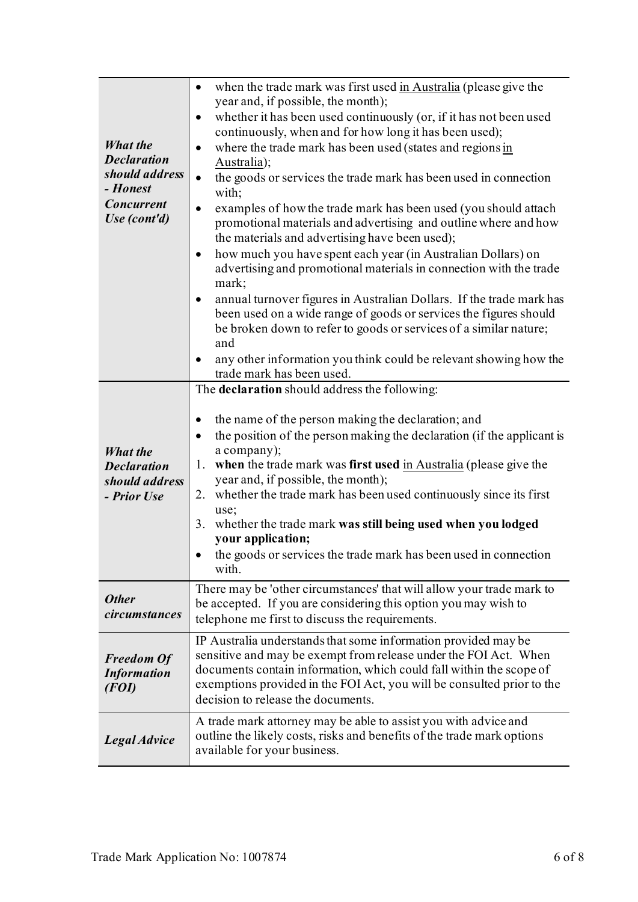| | |
|---|---|
| ***What the Declaration should address - Honest Concurrent Use (cont'd)*** | • when the trade mark was first used <u>in Australia</u> (please give the year and, if possible, the month);<br>• whether it has been used continuously (or, if it has not been used continuously, when and for how long it has been used);<br>• where the trade mark has been used (states and regions <u>in Australia</u>);<br>• the goods or services the trade mark has been used in connection with;<br>• examples of how the trade mark has been used (you should attach promotional materials and advertising and outline where and how the materials and advertising have been used);<br>• how much you have spent each year (in Australian Dollars) on advertising and promotional materials in connection with the trade mark;<br>• annual turnover figures in Australian Dollars. If the trade mark has been used on a wide range of goods or services the figures should be broken down to refer to goods or services of a similar nature; and<br>• any other information you think could be relevant showing how the trade mark has been used. |
| ***What the Declaration should address - Prior Use*** | The **declaration** should address the following:<br><br>• the name of the person making the declaration; and<br>• the position of the person making the declaration (if the applicant is a company);<br>1. **when** the trade mark was **first used** <u>in Australia</u> (please give the year and, if possible, the month);<br>2. whether the trade mark has been used continuously since its first use;<br>3. whether the trade mark **was still being used when you lodged your application;**<br>• the goods or services the trade mark has been used in connection with. |
| ***Other circumstances*** | There may be 'other circumstances' that will allow your trade mark to be accepted. If you are considering this option you may wish to telephone me first to discuss the requirements. |
| ***Freedom Of Information (FOI)*** | IP Australia understands that some information provided may be sensitive and may be exempt from release under the FOI Act. When documents contain information, which could fall within the scope of exemptions provided in the FOI Act, you will be consulted prior to the decision to release the documents. |
| ***Legal Advice*** | A trade mark attorney may be able to assist you with advice and outline the likely costs, risks and benefits of the trade mark options available for your business. |

Trade Mark Application No: 1007874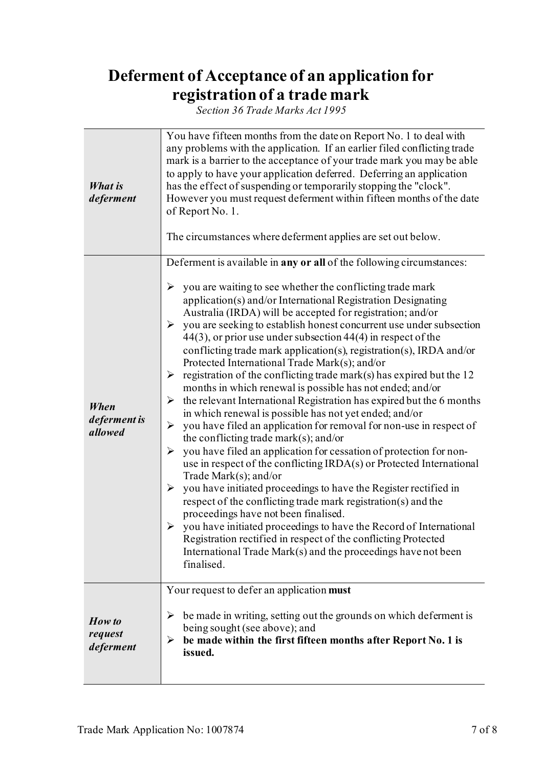# Deferment of Acceptance of an application for registration of a trade mark

*Section 36 Trade Marks Act 1995*

| | |
|---|---|
| ***What is deferment*** | You have fifteen months from the date on Report No. 1 to deal with any problems with the application. If an earlier filed conflicting trade mark is a barrier to the acceptance of your trade mark you may be able to apply to have your application deferred. Deferring an application has the effect of suspending or temporarily stopping the "clock". However you must request deferment within fifteen months of the date of Report No. 1.<br><br>The circumstances where deferment applies are set out below. |
| ***When deferment is allowed*** | Deferment is available in **any or all** of the following circumstances:<br><br>➢ you are waiting to see whether the conflicting trade mark application(s) and/or International Registration Designating Australia (IRDA) will be accepted for registration; and/or<br>➢ you are seeking to establish honest concurrent use under subsection 44(3), or prior use under subsection 44(4) in respect of the conflicting trade mark application(s), registration(s), IRDA and/or Protected International Trade Mark(s); and/or<br>➢ registration of the conflicting trade mark(s) has expired but the 12 months in which renewal is possible has not ended; and/or<br>➢ the relevant International Registration has expired but the 6 months in which renewal is possible has not yet ended; and/or<br>➢ you have filed an application for removal for non-use in respect of the conflicting trade mark(s); and/or<br>➢ you have filed an application for cessation of protection for non-use in respect of the conflicting IRDA(s) or Protected International Trade Mark(s); and/or<br>➢ you have initiated proceedings to have the Register rectified in respect of the conflicting trade mark registration(s) and the proceedings have not been finalised.<br>➢ you have initiated proceedings to have the Record of International Registration rectified in respect of the conflicting Protected International Trade Mark(s) and the proceedings have not been finalised. |
| ***How to request deferment*** | Your request to defer an application **must**<br><br>➢ be made in writing, setting out the grounds on which deferment is being sought (see above); and<br>➢ **be made within the first fifteen months after Report No. 1 is issued.** |

Trade Mark Application No: 1007874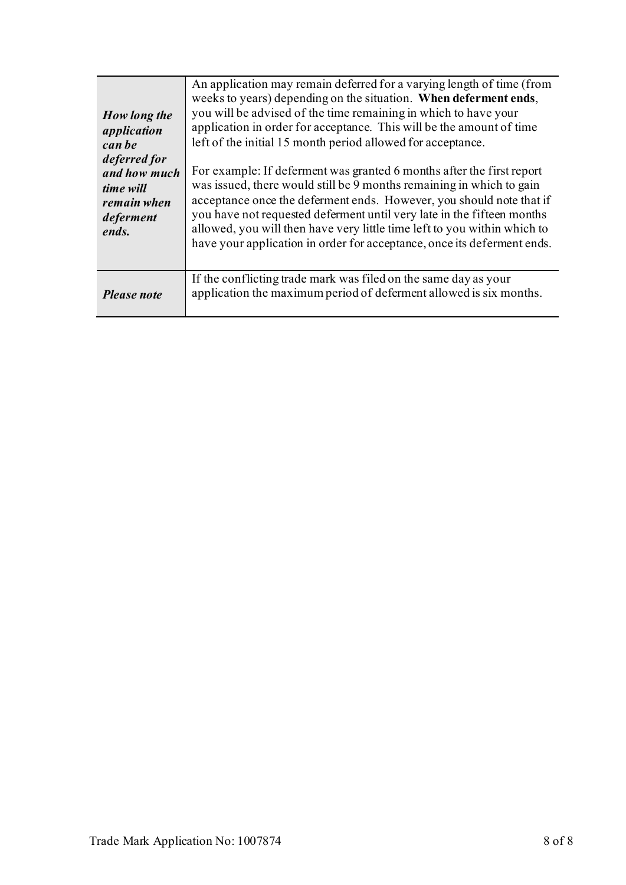| | |
|---|---|
| ***How long the application can be deferred for and how much time will remain when deferment ends.*** | An application may remain deferred for a varying length of time (from weeks to years) depending on the situation. **When deferment ends**, you will be advised of the time remaining in which to have your application in order for acceptance. This will be the amount of time left of the initial 15 month period allowed for acceptance.<br><br>For example: If deferment was granted 6 months after the first report was issued, there would still be 9 months remaining in which to gain acceptance once the deferment ends. However, you should note that if you have not requested deferment until very late in the fifteen months allowed, you will then have very little time left to you within which to have your application in order for acceptance, once its deferment ends. |
| ***Please note*** | If the conflicting trade mark was filed on the same day as your application the maximum period of deferment allowed is six months. |

Trade Mark Application No: 1007874